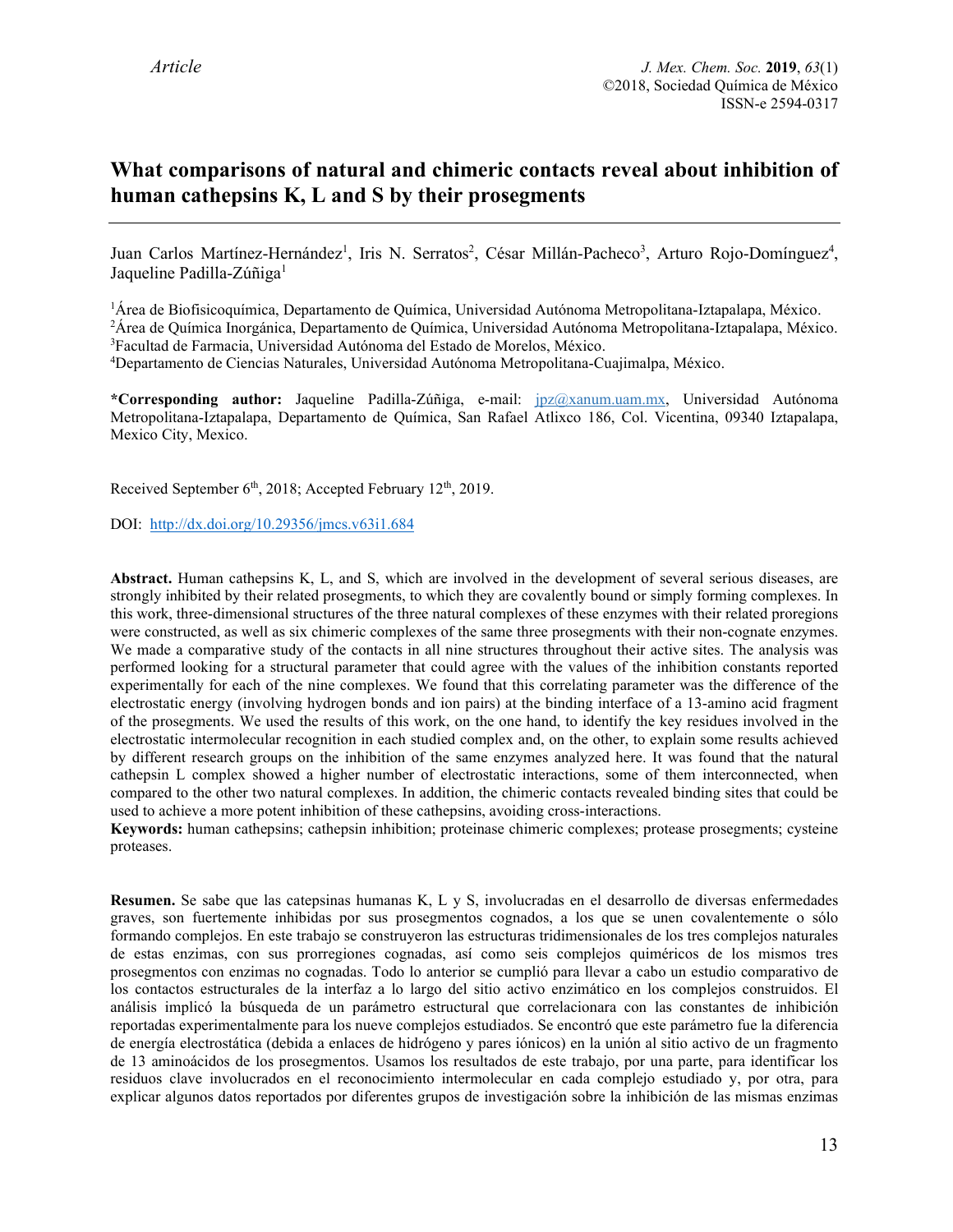Article

# What comparisons of natural and chimeric contacts reveal about inhibition of human cathepsins K, L and S by their prosegments

Juan Carlos Martínez-Hernández[1], Iris N. Serratos[2], César Millán-Pacheco[3], Arturo Rojo-Domínguez[4], Jaqueline Padilla-Zúñiga[1]

[1]Área de Biofisicoquímica, Departamento de Química, Universidad Autónoma Metropolitana-Iztapalapa, México.
[2]Área de Química Inorgánica, Departamento de Química, Universidad Autónoma Metropolitana-Iztapalapa, México.
[3]Facultad de Farmacia, Universidad Autónoma del Estado de Morelos, México.
[4]Departamento de Ciencias Naturales, Universidad Autónoma Metropolitana-Cuajimalpa, México.

**\*Corresponding author:** Jaqueline Padilla-Zúñiga, e-mail: jpz@xanum.uam.mx, Universidad Autónoma Metropolitana-Iztapalapa, Departamento de Química, San Rafael Atlixco 186, Col. Vicentina, 09340 Iztapalapa, Mexico City, Mexico.

Received September 6th, 2018; Accepted February 12th, 2019.

DOI: http://dx.doi.org/10.29356/jmcs.v63i1.684

**Abstract.** Human cathepsins K, L, and S, which are involved in the development of several serious diseases, are strongly inhibited by their related prosegments, to which they are covalently bound or simply forming complexes. In this work, three-dimensional structures of the three natural complexes of these enzymes with their related proregions were constructed, as well as six chimeric complexes of the same three prosegments with their non-cognate enzymes. We made a comparative study of the contacts in all nine structures throughout their active sites. The analysis was performed looking for a structural parameter that could agree with the values of the inhibition constants reported experimentally for each of the nine complexes. We found that this correlating parameter was the difference of the electrostatic energy (involving hydrogen bonds and ion pairs) at the binding interface of a 13-amino acid fragment of the prosegments. We used the results of this work, on the one hand, to identify the key residues involved in the electrostatic intermolecular recognition in each studied complex and, on the other, to explain some results achieved by different research groups on the inhibition of the same enzymes analyzed here. It was found that the natural cathepsin L complex showed a higher number of electrostatic interactions, some of them interconnected, when compared to the other two natural complexes. In addition, the chimeric contacts revealed binding sites that could be used to achieve a more potent inhibition of these cathepsins, avoiding cross-interactions.
**Keywords:** human cathepsins; cathepsin inhibition; proteinase chimeric complexes; protease prosegments; cysteine proteases.

**Resumen.** Se sabe que las catepsinas humanas K, L y S, involucradas en el desarrollo de diversas enfermedades graves, son fuertemente inhibidas por sus prosegmentos cognados, a los que se unen covalentemente o sólo formando complejos. En este trabajo se construyeron las estructuras tridimensionales de los tres complejos naturales de estas enzimas, con sus prorregiones cognadas, así como seis complejos quiméricos de los mismos tres prosegmentos con enzimas no cognadas. Todo lo anterior se cumplió para llevar a cabo un estudio comparativo de los contactos estructurales de la interfaz a lo largo del sitio activo enzimático en los complejos construidos. El análisis implicó la búsqueda de un parámetro estructural que correlacionara con las constantes de inhibición reportadas experimentalmente para los nueve complejos estudiados. Se encontró que este parámetro fue la diferencia de energía electrostática (debida a enlaces de hidrógeno y pares iónicos) en la unión al sitio activo de un fragmento de 13 aminoácidos de los prosegmentos. Usamos los resultados de este trabajo, por una parte, para identificar los residuos clave involucrados en el reconocimiento intermolecular en cada complejo estudiado y, por otra, para explicar algunos datos reportados por diferentes grupos de investigación sobre la inhibición de las mismas enzimas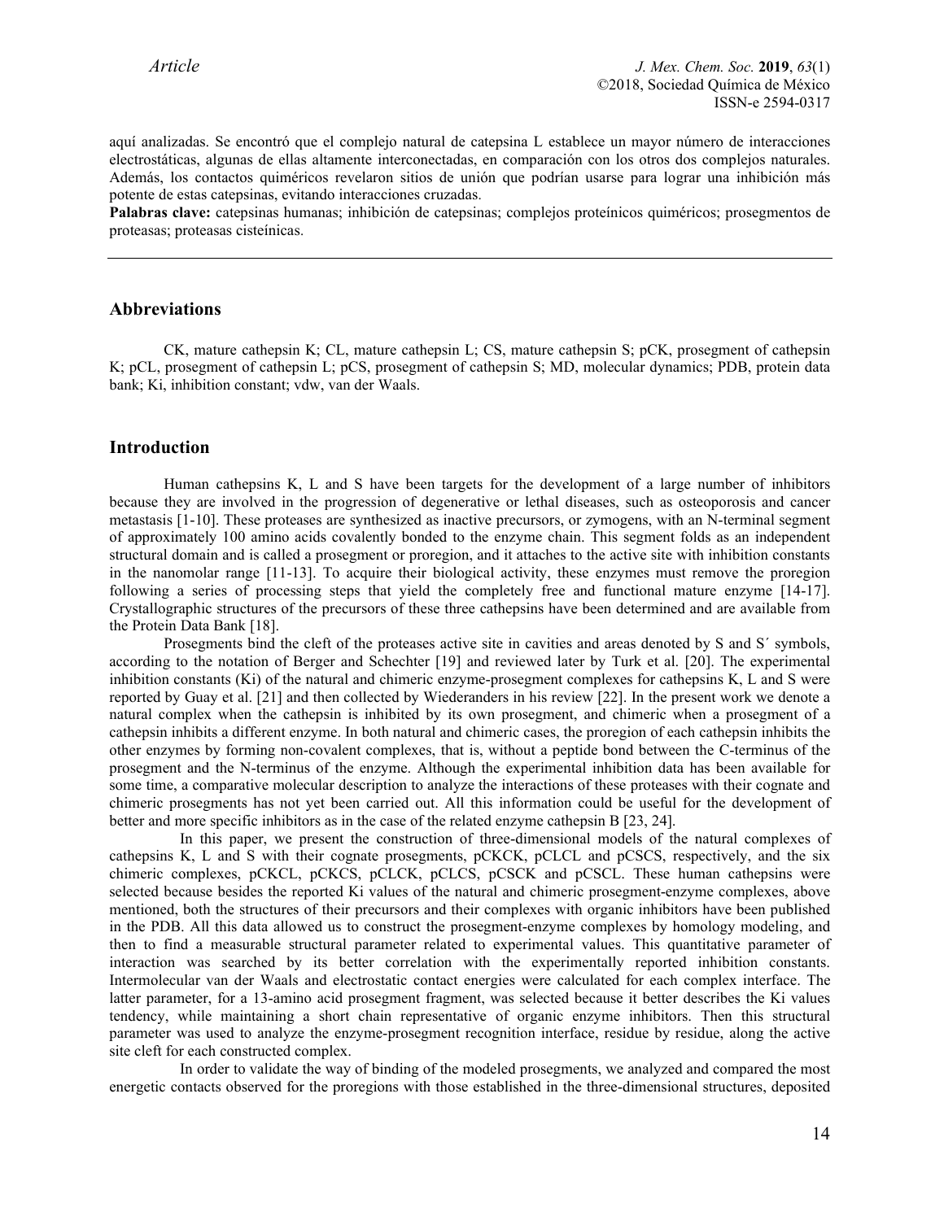aquí analizadas. Se encontró que el complejo natural de catepsina L establece un mayor número de interacciones electrostáticas, algunas de ellas altamente interconectadas, en comparación con los otros dos complejos naturales. Además, los contactos quiméricos revelaron sitios de unión que podrían usarse para lograr una inhibición más potente de estas catepsinas, evitando interacciones cruzadas.

**Palabras clave:** catepsinas humanas; inhibición de catepsinas; complejos proteínicos quiméricos; prosegmentos de proteasas; proteasas cisteínicas.

## Abbreviations

CK, mature cathepsin K; CL, mature cathepsin L; CS, mature cathepsin S; pCK, prosegment of cathepsin K; pCL, prosegment of cathepsin L; pCS, prosegment of cathepsin S; MD, molecular dynamics; PDB, protein data bank; Ki, inhibition constant; vdw, van der Waals.

## Introduction

Human cathepsins K, L and S have been targets for the development of a large number of inhibitors because they are involved in the progression of degenerative or lethal diseases, such as osteoporosis and cancer metastasis [1-10]. These proteases are synthesized as inactive precursors, or zymogens, with an N-terminal segment of approximately 100 amino acids covalently bonded to the enzyme chain. This segment folds as an independent structural domain and is called a prosegment or proregion, and it attaches to the active site with inhibition constants in the nanomolar range [11-13]. To acquire their biological activity, these enzymes must remove the proregion following a series of processing steps that yield the completely free and functional mature enzyme [14-17]. Crystallographic structures of the precursors of these three cathepsins have been determined and are available from the Protein Data Bank [18].

Prosegments bind the cleft of the proteases active site in cavities and areas denoted by S and S´ symbols, according to the notation of Berger and Schechter [19] and reviewed later by Turk et al. [20]. The experimental inhibition constants (Ki) of the natural and chimeric enzyme-prosegment complexes for cathepsins K, L and S were reported by Guay et al. [21] and then collected by Wiederanders in his review [22]. In the present work we denote a natural complex when the cathepsin is inhibited by its own prosegment, and chimeric when a prosegment of a cathepsin inhibits a different enzyme. In both natural and chimeric cases, the proregion of each cathepsin inhibits the other enzymes by forming non-covalent complexes, that is, without a peptide bond between the C-terminus of the prosegment and the N-terminus of the enzyme. Although the experimental inhibition data has been available for some time, a comparative molecular description to analyze the interactions of these proteases with their cognate and chimeric prosegments has not yet been carried out. All this information could be useful for the development of better and more specific inhibitors as in the case of the related enzyme cathepsin B [23, 24].

In this paper, we present the construction of three-dimensional models of the natural complexes of cathepsins K, L and S with their cognate prosegments, pCKCK, pCLCL and pCSCS, respectively, and the six chimeric complexes, pCKCL, pCKCS, pCLCK, pCLCS, pCSCK and pCSCL. These human cathepsins were selected because besides the reported Ki values of the natural and chimeric prosegment-enzyme complexes, above mentioned, both the structures of their precursors and their complexes with organic inhibitors have been published in the PDB. All this data allowed us to construct the prosegment-enzyme complexes by homology modeling, and then to find a measurable structural parameter related to experimental values. This quantitative parameter of interaction was searched by its better correlation with the experimentally reported inhibition constants. Intermolecular van der Waals and electrostatic contact energies were calculated for each complex interface. The latter parameter, for a 13-amino acid prosegment fragment, was selected because it better describes the Ki values tendency, while maintaining a short chain representative of organic enzyme inhibitors. Then this structural parameter was used to analyze the enzyme-prosegment recognition interface, residue by residue, along the active site cleft for each constructed complex.

In order to validate the way of binding of the modeled prosegments, we analyzed and compared the most energetic contacts observed for the proregions with those established in the three-dimensional structures, deposited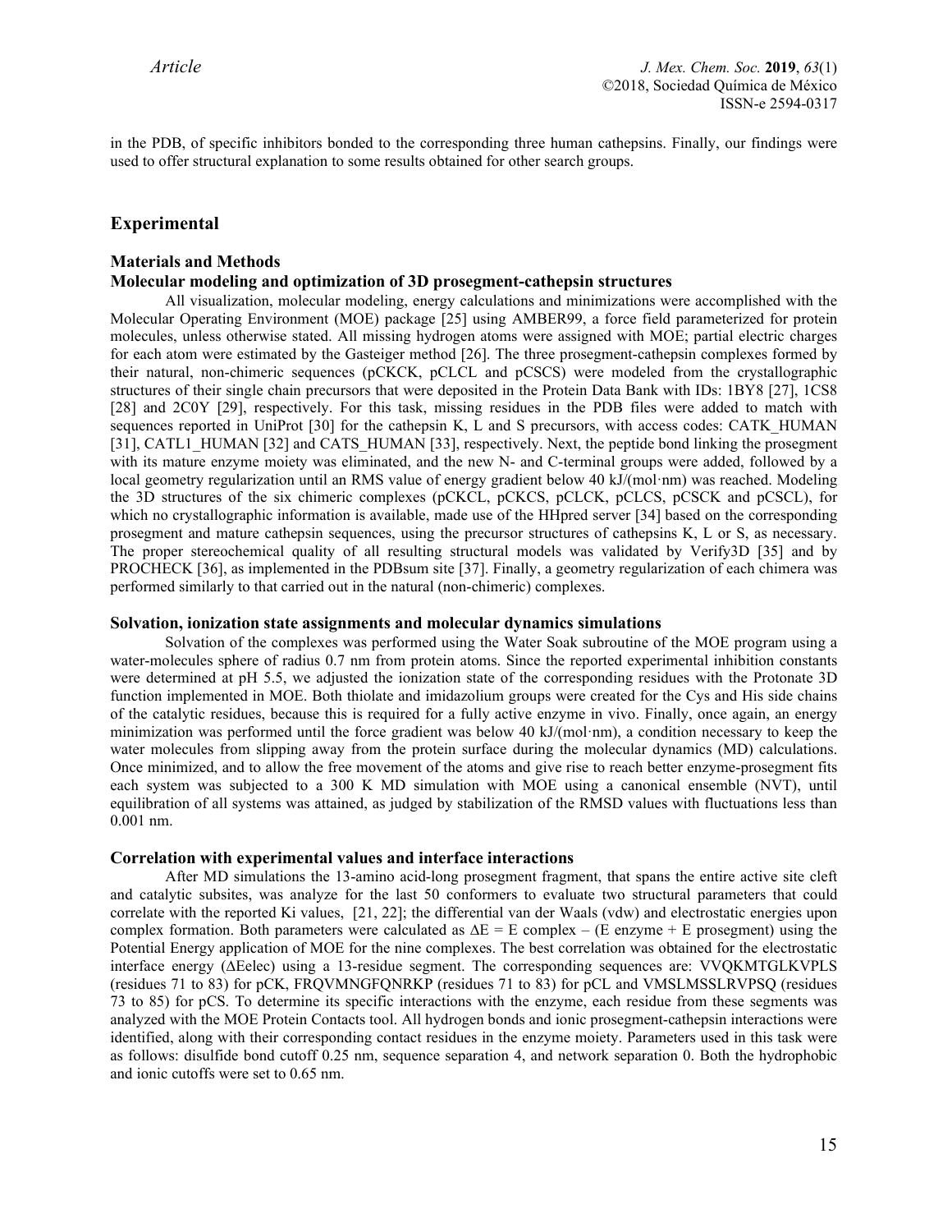in the PDB, of specific inhibitors bonded to the corresponding three human cathepsins. Finally, our findings were used to offer structural explanation to some results obtained for other search groups.

## Experimental

### Materials and Methods

#### Molecular modeling and optimization of 3D prosegment-cathepsin structures

All visualization, molecular modeling, energy calculations and minimizations were accomplished with the Molecular Operating Environment (MOE) package [25] using AMBER99, a force field parameterized for protein molecules, unless otherwise stated. All missing hydrogen atoms were assigned with MOE; partial electric charges for each atom were estimated by the Gasteiger method [26]. The three prosegment-cathepsin complexes formed by their natural, non-chimeric sequences (pCKCK, pCLCL and pCSCS) were modeled from the crystallographic structures of their single chain precursors that were deposited in the Protein Data Bank with IDs: 1BY8 [27], 1CS8 [28] and 2C0Y [29], respectively. For this task, missing residues in the PDB files were added to match with sequences reported in UniProt [30] for the cathepsin K, L and S precursors, with access codes: CATK_HUMAN [31], CATL1_HUMAN [32] and CATS_HUMAN [33], respectively. Next, the peptide bond linking the prosegment with its mature enzyme moiety was eliminated, and the new N- and C-terminal groups were added, followed by a local geometry regularization until an RMS value of energy gradient below 40 kJ/(mol·nm) was reached. Modeling the 3D structures of the six chimeric complexes (pCKCL, pCKCS, pCLCK, pCLCS, pCSCK and pCSCL), for which no crystallographic information is available, made use of the HHpred server [34] based on the corresponding prosegment and mature cathepsin sequences, using the precursor structures of cathepsins K, L or S, as necessary. The proper stereochemical quality of all resulting structural models was validated by Verify3D [35] and by PROCHECK [36], as implemented in the PDBsum site [37]. Finally, a geometry regularization of each chimera was performed similarly to that carried out in the natural (non-chimeric) complexes.

#### Solvation, ionization state assignments and molecular dynamics simulations

Solvation of the complexes was performed using the Water Soak subroutine of the MOE program using a water-molecules sphere of radius 0.7 nm from protein atoms. Since the reported experimental inhibition constants were determined at pH 5.5, we adjusted the ionization state of the corresponding residues with the Protonate 3D function implemented in MOE. Both thiolate and imidazolium groups were created for the Cys and His side chains of the catalytic residues, because this is required for a fully active enzyme in vivo. Finally, once again, an energy minimization was performed until the force gradient was below 40 kJ/(mol·nm), a condition necessary to keep the water molecules from slipping away from the protein surface during the molecular dynamics (MD) calculations. Once minimized, and to allow the free movement of the atoms and give rise to reach better enzyme-prosegment fits each system was subjected to a 300 K MD simulation with MOE using a canonical ensemble (NVT), until equilibration of all systems was attained, as judged by stabilization of the RMSD values with fluctuations less than 0.001 nm.

#### Correlation with experimental values and interface interactions

After MD simulations the 13-amino acid-long prosegment fragment, that spans the entire active site cleft and catalytic subsites, was analyze for the last 50 conformers to evaluate two structural parameters that could correlate with the reported Ki values, [21, 22]; the differential van der Waals (vdw) and electrostatic energies upon complex formation. Both parameters were calculated as $\Delta E = E_{\text{complex}} - (E_{\text{enzyme}} + E_{\text{prosegment}})$ using the Potential Energy application of MOE for the nine complexes. The best correlation was obtained for the electrostatic interface energy ($\Delta E_{elec}$) using a 13-residue segment. The corresponding sequences are: VVQKMTGLKVPLS (residues 71 to 83) for pCK, FRQVMNGFQNRKP (residues 71 to 83) for pCL and VMSLMSSLRVPSQ (residues 73 to 85) for pCS. To determine its specific interactions with the enzyme, each residue from these segments was analyzed with the MOE Protein Contacts tool. All hydrogen bonds and ionic prosegment-cathepsin interactions were identified, along with their corresponding contact residues in the enzyme moiety. Parameters used in this task were as follows: disulfide bond cutoff 0.25 nm, sequence separation 4, and network separation 0. Both the hydrophobic and ionic cutoffs were set to 0.65 nm.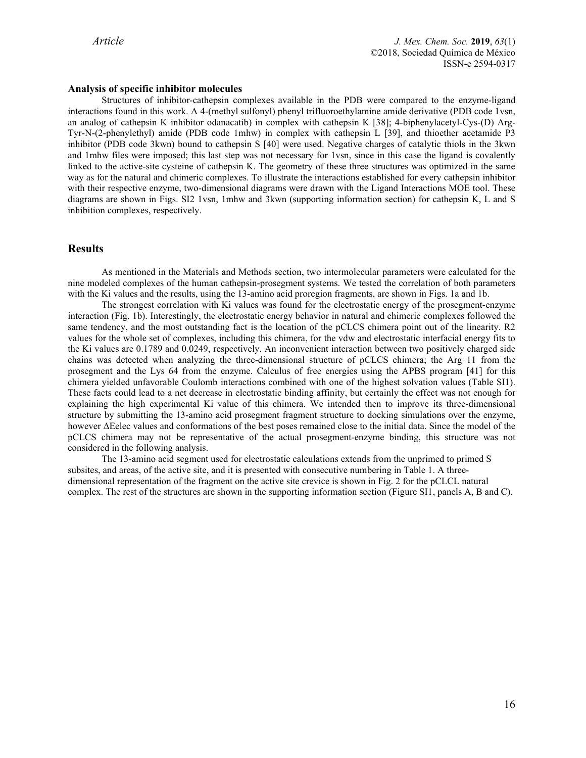### Analysis of specific inhibitor molecules

Structures of inhibitor-cathepsin complexes available in the PDB were compared to the enzyme-ligand interactions found in this work. A 4-(methyl sulfonyl) phenyl trifluoroethylamine amide derivative (PDB code 1vsn, an analog of cathepsin K inhibitor odanacatib) in complex with cathepsin K [38]; 4-biphenylacetyl-Cys-(D) Arg-Tyr-N-(2-phenylethyl) amide (PDB code 1mhw) in complex with cathepsin L [39], and thioether acetamide P3 inhibitor (PDB code 3kwn) bound to cathepsin S [40] were used. Negative charges of catalytic thiols in the 3kwn and 1mhw files were imposed; this last step was not necessary for 1vsn, since in this case the ligand is covalently linked to the active-site cysteine of cathepsin K. The geometry of these three structures was optimized in the same way as for the natural and chimeric complexes. To illustrate the interactions established for every cathepsin inhibitor with their respective enzyme, two-dimensional diagrams were drawn with the Ligand Interactions MOE tool. These diagrams are shown in Figs. SI2 1vsn, 1mhw and 3kwn (supporting information section) for cathepsin K, L and S inhibition complexes, respectively.

## Results

As mentioned in the Materials and Methods section, two intermolecular parameters were calculated for the nine modeled complexes of the human cathepsin-prosegment systems. We tested the correlation of both parameters with the Ki values and the results, using the 13-amino acid proregion fragments, are shown in Figs. 1a and 1b.

The strongest correlation with Ki values was found for the electrostatic energy of the prosegment-enzyme interaction (Fig. 1b). Interestingly, the electrostatic energy behavior in natural and chimeric complexes followed the same tendency, and the most outstanding fact is the location of the pCLCS chimera point out of the linearity. R2 values for the whole set of complexes, including this chimera, for the vdw and electrostatic interfacial energy fits to the Ki values are 0.1789 and 0.0249, respectively. An inconvenient interaction between two positively charged side chains was detected when analyzing the three-dimensional structure of pCLCS chimera; the Arg 11 from the prosegment and the Lys 64 from the enzyme. Calculus of free energies using the APBS program [41] for this chimera yielded unfavorable Coulomb interactions combined with one of the highest solvation values (Table SI1). These facts could lead to a net decrease in electrostatic binding affinity, but certainly the effect was not enough for explaining the high experimental Ki value of this chimera. We intended then to improve its three-dimensional structure by submitting the 13-amino acid prosegment fragment structure to docking simulations over the enzyme, however $\Delta E_{elec}$ values and conformations of the best poses remained close to the initial data. Since the model of the pCLCS chimera may not be representative of the actual prosegment-enzyme binding, this structure was not considered in the following analysis.

The 13-amino acid segment used for electrostatic calculations extends from the unprimed to primed S subsites, and areas, of the active site, and it is presented with consecutive numbering in Table 1. A three-dimensional representation of the fragment on the active site crevice is shown in Fig. 2 for the pCLCL natural complex. The rest of the structures are shown in the supporting information section (Figure SI1, panels A, B and C).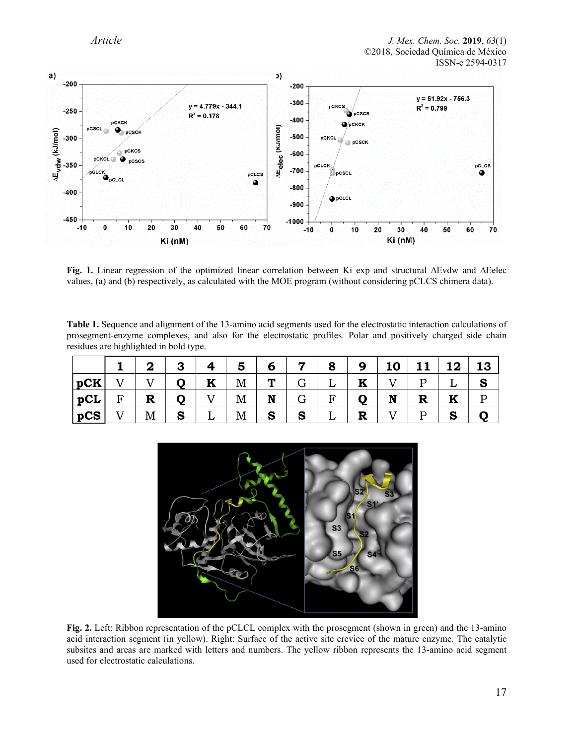**Fig. 1.** Linear regression of the optimized linear correlation between Ki exp and structural ΔEvdw and ΔEelec values, (a) and (b) respectively, as calculated with the MOE program (without considering pCLCS chimera data).

**Table 1.** Sequence and alignment of the 13-amino acid segments used for the electrostatic interaction calculations of prosegment-enzyme complexes, and also for the electrostatic profiles. Polar and positively charged side chain residues are highlighted in bold type.

| | 1 | 2 | 3 | 4 | 5 | 6 | 7 | 8 | 9 | 10 | 11 | 12 | 13 |
|---|---|---|---|---|---|---|---|---|---|---|---|---|---|
| **pCK** | V | V | **Q** | **K** | M | **T** | G | L | **K** | V | P | L | **S** |
| **pCL** | F | **R** | **Q** | V | M | **N** | G | F | **Q** | **N** | **R** | **K** | P |
| **pCS** | V | M | **S** | L | M | **S** | **S** | L | **R** | V | P | **S** | **Q** |

**Fig. 2.** Left: Ribbon representation of the pCLCL complex with the prosegment (shown in green) and the 13-amino acid interaction segment (in yellow). Right: Surface of the active site crevice of the mature enzyme. The catalytic subsites and areas are marked with letters and numbers. The yellow ribbon represents the 13-amino acid segment used for electrostatic calculations.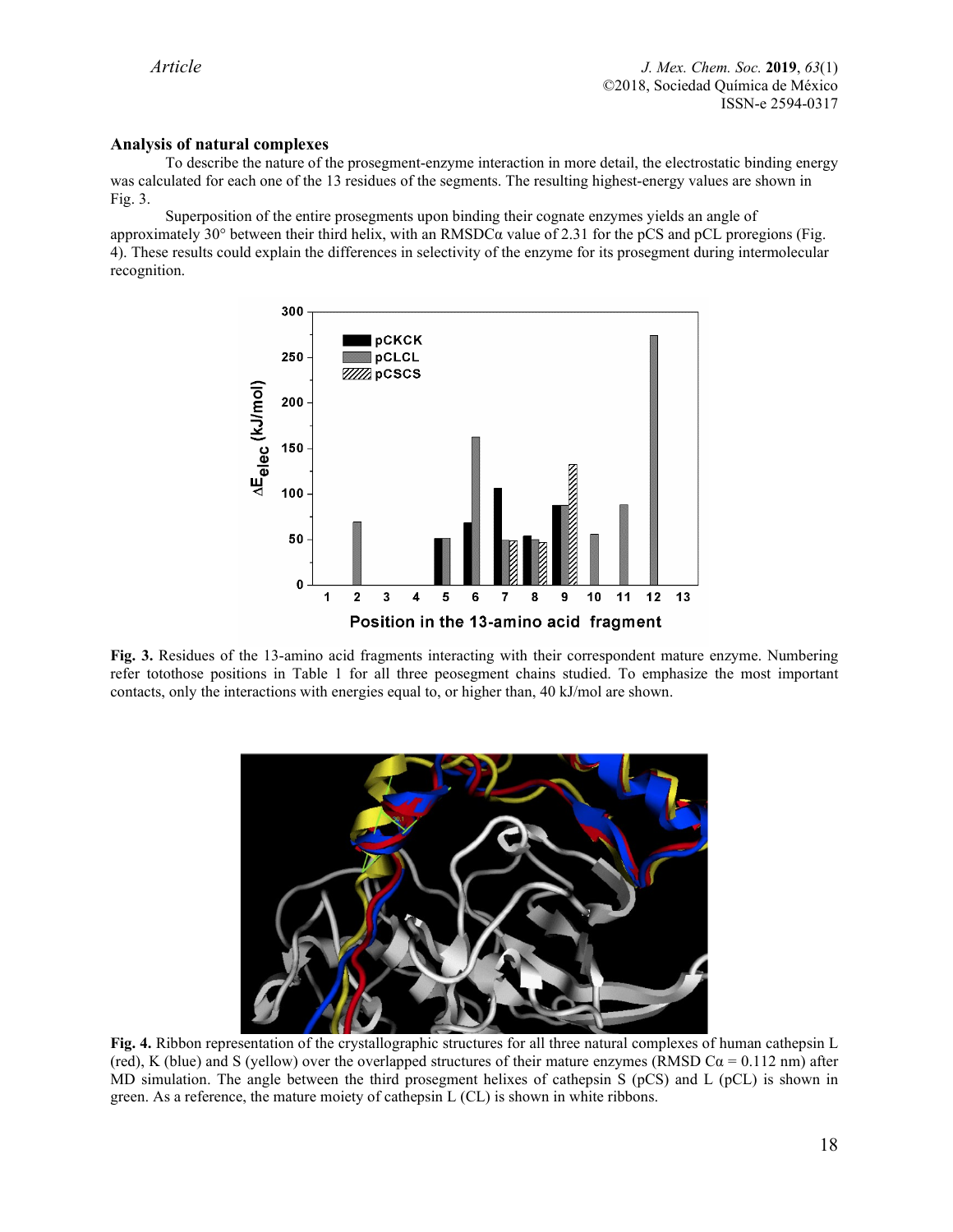### Analysis of natural complexes

To describe the nature of the prosegment-enzyme interaction in more detail, the electrostatic binding energy was calculated for each one of the 13 residues of the segments. The resulting highest-energy values are shown in Fig. 3.

Superposition of the entire prosegments upon binding their cognate enzymes yields an angle of approximately 30° between their third helix, with an RMSDCα value of 2.31 for the pCS and pCL proregions (Fig. 4). These results could explain the differences in selectivity of the enzyme for its prosegment during intermolecular recognition.

**Fig. 3.** Residues of the 13-amino acid fragments interacting with their correspondent mature enzyme. Numbering refer totothose positions in Table 1 for all three peosegment chains studied. To emphasize the most important contacts, only the interactions with energies equal to, or higher than, 40 kJ/mol are shown.

**Fig. 4.** Ribbon representation of the crystallographic structures for all three natural complexes of human cathepsin L (red), K (blue) and S (yellow) over the overlapped structures of their mature enzymes (RMSD Cα = 0.112 nm) after MD simulation. The angle between the third prosegment helixes of cathepsin S (pCS) and L (pCL) is shown in green. As a reference, the mature moiety of cathepsin L (CL) is shown in white ribbons.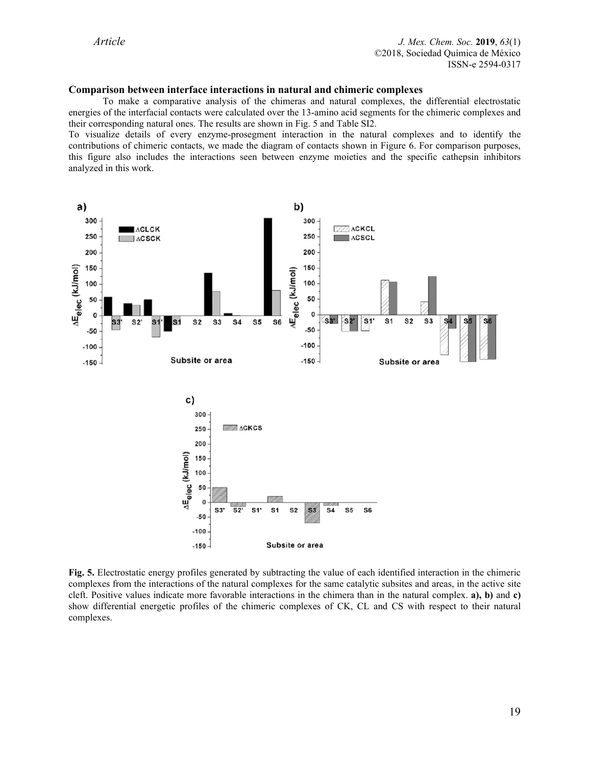### Comparison between interface interactions in natural and chimeric complexes

To make a comparative analysis of the chimeras and natural complexes, the differential electrostatic energies of the interfacial contacts were calculated over the 13-amino acid segments for the chimeric complexes and their corresponding natural ones. The results are shown in Fig. 5 and Table SI2.

To visualize details of every enzyme-prosegment interaction in the natural complexes and to identify the contributions of chimeric contacts, we made the diagram of contacts shown in Figure 6. For comparison purposes, this figure also includes the interactions seen between enzyme moieties and the specific cathepsin inhibitors analyzed in this work.

**Fig. 5.** Electrostatic energy profiles generated by subtracting the value of each identified interaction in the chimeric complexes from the interactions of the natural complexes for the same catalytic subsites and areas, in the active site cleft. Positive values indicate more favorable interactions in the chimera than in the natural complex. **a), b)** and **c)** show differential energetic profiles of the chimeric complexes of CK, CL and CS with respect to their natural complexes.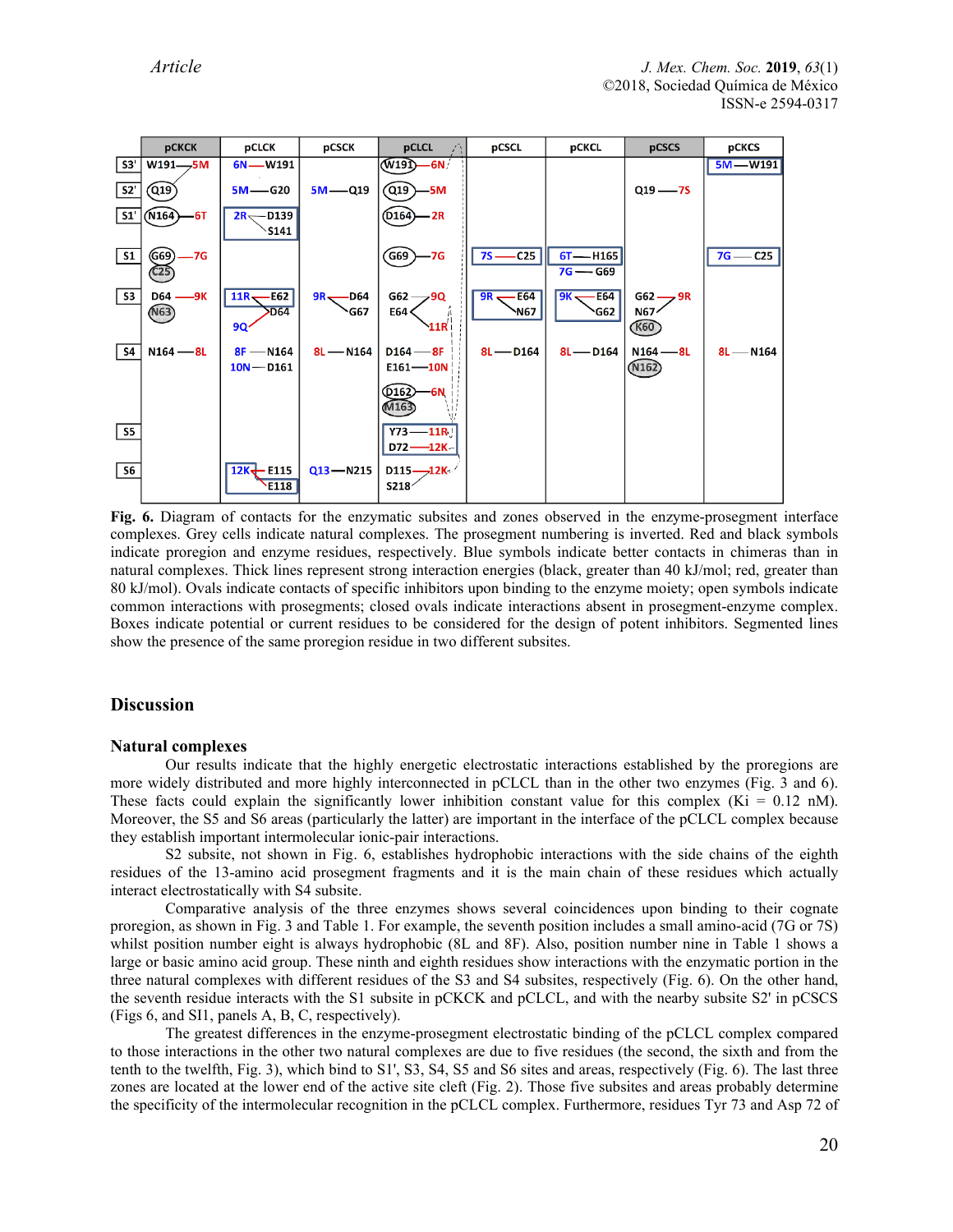| | pCKCK | pCLCK | pCSCK | pCLCL | pCSCL | pCKCL | pCSCS | pCKCS |
|---|---|---|---|---|---|---|---|---|
| S3' | W191—5M | 6N—W191 | | W191—6N | | | | 5M—W191 |
| S2' | Q19 | 5M—G20 | 5M—Q19 | Q19—5M | | | Q19—7S | |
| S1' | N164—6T | 2R—D139 S141 | | D164—2R | | | | |
| S1 | G69—7G C25 | | | G69—7G | 7S—C25 | 6T—H165 7G—G69 | | 7G—C25 |
| S3 | D64—9K N63 | 11R—E62 D64 9Q | 9R—D64 G67 | G62—9Q E64—11R | 9R—E64 N67 | 9K—E64 G62 | G62—9R N67 K60 | |
| S4 | N164—8L | 8F—N164 10N—D161 | 8L—N164 | D164—8F E161—10N D162—6N M163 | 8L—D164 | 8L—D164 | N164—8L N162 | 8L—N164 |
| S5 | | | | Y73—11R D72—12K | | | | |
| S6 | | 12K—E115 E118 | Q13—N215 | D115—12K S218 | | | | |

**Fig. 6.** Diagram of contacts for the enzymatic subsites and zones observed in the enzyme-prosegment interface complexes. Grey cells indicate natural complexes. The prosegment numbering is inverted. Red and black symbols indicate proregion and enzyme residues, respectively. Blue symbols indicate better contacts in chimeras than in natural complexes. Thick lines represent strong interaction energies (black, greater than 40 kJ/mol; red, greater than 80 kJ/mol). Ovals indicate contacts of specific inhibitors upon binding to the enzyme moiety; open symbols indicate common interactions with prosegments; closed ovals indicate interactions absent in prosegment-enzyme complex. Boxes indicate potential or current residues to be considered for the design of potent inhibitors. Segmented lines show the presence of the same proregion residue in two different subsites.

## Discussion

### Natural complexes

Our results indicate that the highly energetic electrostatic interactions established by the proregions are more widely distributed and more highly interconnected in pCLCL than in the other two enzymes (Fig. 3 and 6). These facts could explain the significantly lower inhibition constant value for this complex (Ki = 0.12 nM). Moreover, the S5 and S6 areas (particularly the latter) are important in the interface of the pCLCL complex because they establish important intermolecular ionic-pair interactions.

S2 subsite, not shown in Fig. 6, establishes hydrophobic interactions with the side chains of the eighth residues of the 13-amino acid prosegment fragments and it is the main chain of these residues which actually interact electrostatically with S4 subsite.

Comparative analysis of the three enzymes shows several coincidences upon binding to their cognate proregion, as shown in Fig. 3 and Table 1. For example, the seventh position includes a small amino-acid (7G or 7S) whilst position number eight is always hydrophobic (8L and 8F). Also, position number nine in Table 1 shows a large or basic amino acid group. These ninth and eighth residues show interactions with the enzymatic portion in the three natural complexes with different residues of the S3 and S4 subsites, respectively (Fig. 6). On the other hand, the seventh residue interacts with the S1 subsite in pCKCK and pCLCL, and with the nearby subsite S2' in pCSCS (Figs 6, and SI1, panels A, B, C, respectively).

The greatest differences in the enzyme-prosegment electrostatic binding of the pCLCL complex compared to those interactions in the other two natural complexes are due to five residues (the second, the sixth and from the tenth to the twelfth, Fig. 3), which bind to S1', S3, S4, S5 and S6 sites and areas, respectively (Fig. 6). The last three zones are located at the lower end of the active site cleft (Fig. 2). Those five subsites and areas probably determine the specificity of the intermolecular recognition in the pCLCL complex. Furthermore, residues Tyr 73 and Asp 72 of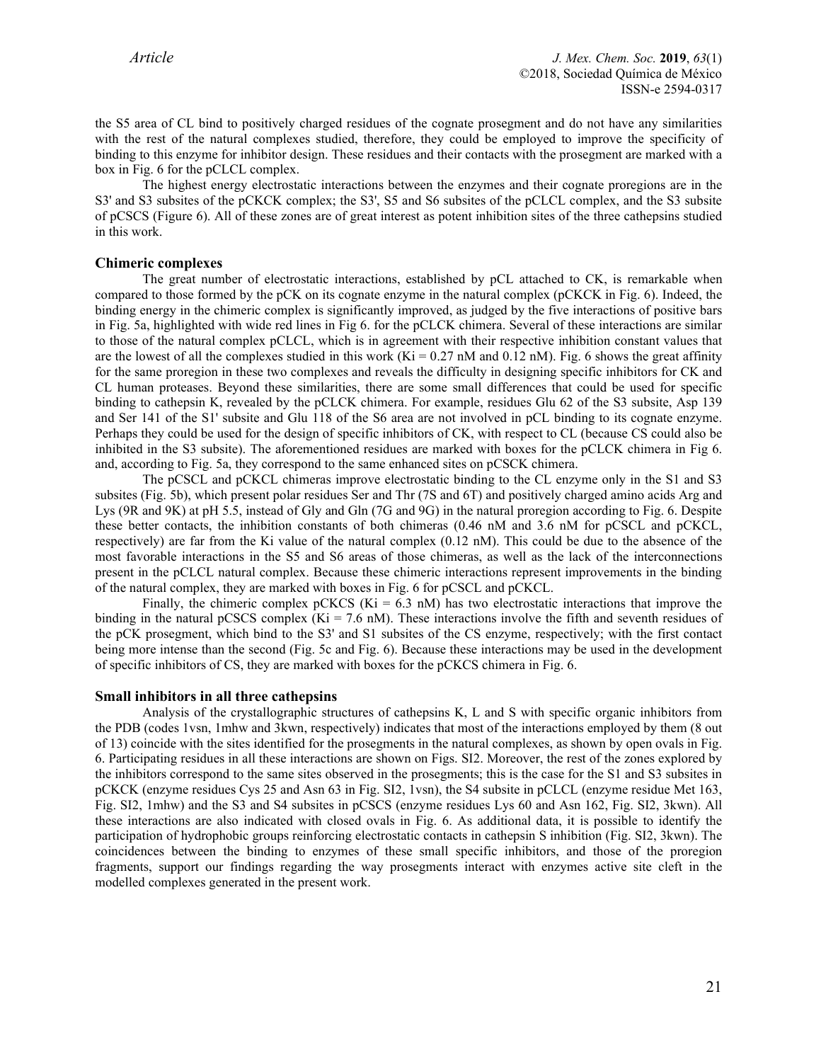the S5 area of CL bind to positively charged residues of the cognate prosegment and do not have any similarities with the rest of the natural complexes studied, therefore, they could be employed to improve the specificity of binding to this enzyme for inhibitor design. These residues and their contacts with the prosegment are marked with a box in Fig. 6 for the pCLCL complex.

The highest energy electrostatic interactions between the enzymes and their cognate proregions are in the S3' and S3 subsites of the pCKCK complex; the S3', S5 and S6 subsites of the pCLCL complex, and the S3 subsite of pCSCS (Figure 6). All of these zones are of great interest as potent inhibition sites of the three cathepsins studied in this work.

### Chimeric complexes

The great number of electrostatic interactions, established by pCL attached to CK, is remarkable when compared to those formed by the pCK on its cognate enzyme in the natural complex (pCKCK in Fig. 6). Indeed, the binding energy in the chimeric complex is significantly improved, as judged by the five interactions of positive bars in Fig. 5a, highlighted with wide red lines in Fig 6. for the pCLCK chimera. Several of these interactions are similar to those of the natural complex pCLCL, which is in agreement with their respective inhibition constant values that are the lowest of all the complexes studied in this work (Ki = 0.27 nM and 0.12 nM). Fig. 6 shows the great affinity for the same proregion in these two complexes and reveals the difficulty in designing specific inhibitors for CK and CL human proteases. Beyond these similarities, there are some small differences that could be used for specific binding to cathepsin K, revealed by the pCLCK chimera. For example, residues Glu 62 of the S3 subsite, Asp 139 and Ser 141 of the S1' subsite and Glu 118 of the S6 area are not involved in pCL binding to its cognate enzyme. Perhaps they could be used for the design of specific inhibitors of CK, with respect to CL (because CS could also be inhibited in the S3 subsite). The aforementioned residues are marked with boxes for the pCLCK chimera in Fig 6. and, according to Fig. 5a, they correspond to the same enhanced sites on pCSCK chimera.

The pCSCL and pCKCL chimeras improve electrostatic binding to the CL enzyme only in the S1 and S3 subsites (Fig. 5b), which present polar residues Ser and Thr (7S and 6T) and positively charged amino acids Arg and Lys (9R and 9K) at pH 5.5, instead of Gly and Gln (7G and 9G) in the natural proregion according to Fig. 6. Despite these better contacts, the inhibition constants of both chimeras (0.46 nM and 3.6 nM for pCSCL and pCKCL, respectively) are far from the Ki value of the natural complex (0.12 nM). This could be due to the absence of the most favorable interactions in the S5 and S6 areas of those chimeras, as well as the lack of the interconnections present in the pCLCL natural complex. Because these chimeric interactions represent improvements in the binding of the natural complex, they are marked with boxes in Fig. 6 for pCSCL and pCKCL.

Finally, the chimeric complex pCKCS (Ki = 6.3 nM) has two electrostatic interactions that improve the binding in the natural pCSCS complex (Ki = 7.6 nM). These interactions involve the fifth and seventh residues of the pCK prosegment, which bind to the S3' and S1 subsites of the CS enzyme, respectively; with the first contact being more intense than the second (Fig. 5c and Fig. 6). Because these interactions may be used in the development of specific inhibitors of CS, they are marked with boxes for the pCKCS chimera in Fig. 6.

### Small inhibitors in all three cathepsins

Analysis of the crystallographic structures of cathepsins K, L and S with specific organic inhibitors from the PDB (codes 1vsn, 1mhw and 3kwn, respectively) indicates that most of the interactions employed by them (8 out of 13) coincide with the sites identified for the prosegments in the natural complexes, as shown by open ovals in Fig. 6. Participating residues in all these interactions are shown on Figs. SI2. Moreover, the rest of the zones explored by the inhibitors correspond to the same sites observed in the prosegments; this is the case for the S1 and S3 subsites in pCKCK (enzyme residues Cys 25 and Asn 63 in Fig. SI2, 1vsn), the S4 subsite in pCLCL (enzyme residue Met 163, Fig. SI2, 1mhw) and the S3 and S4 subsites in pCSCS (enzyme residues Lys 60 and Asn 162, Fig. SI2, 3kwn). All these interactions are also indicated with closed ovals in Fig. 6. As additional data, it is possible to identify the participation of hydrophobic groups reinforcing electrostatic contacts in cathepsin S inhibition (Fig. SI2, 3kwn). The coincidences between the binding to enzymes of these small specific inhibitors, and those of the proregion fragments, support our findings regarding the way prosegments interact with enzymes active site cleft in the modelled complexes generated in the present work.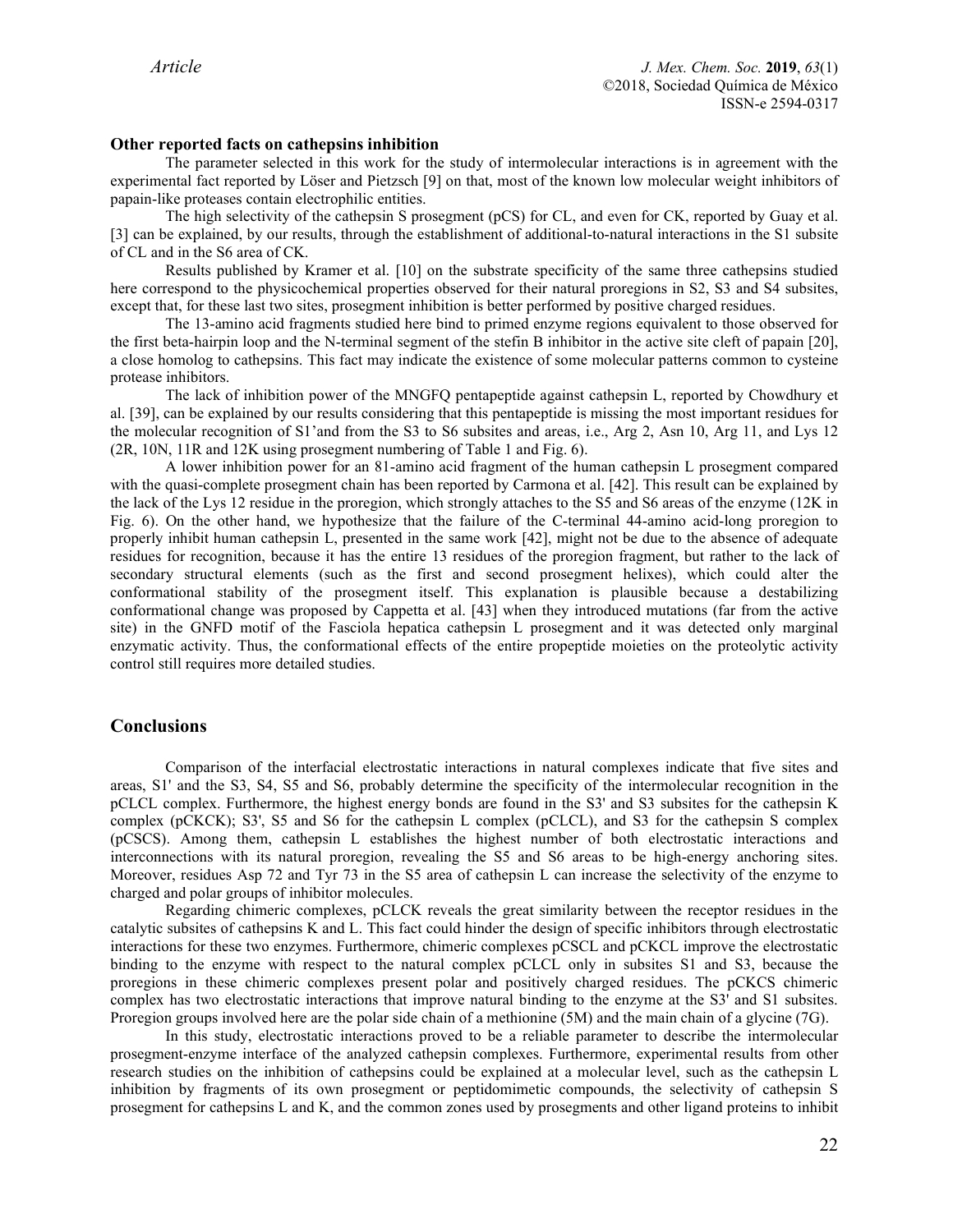### Other reported facts on cathepsins inhibition

The parameter selected in this work for the study of intermolecular interactions is in agreement with the experimental fact reported by Löser and Pietzsch [9] on that, most of the known low molecular weight inhibitors of papain-like proteases contain electrophilic entities.

The high selectivity of the cathepsin S prosegment (pCS) for CL, and even for CK, reported by Guay et al. [3] can be explained, by our results, through the establishment of additional-to-natural interactions in the S1 subsite of CL and in the S6 area of CK.

Results published by Kramer et al. [10] on the substrate specificity of the same three cathepsins studied here correspond to the physicochemical properties observed for their natural proregions in S2, S3 and S4 subsites, except that, for these last two sites, prosegment inhibition is better performed by positive charged residues.

The 13-amino acid fragments studied here bind to primed enzyme regions equivalent to those observed for the first beta-hairpin loop and the N-terminal segment of the stefin B inhibitor in the active site cleft of papain [20], a close homolog to cathepsins. This fact may indicate the existence of some molecular patterns common to cysteine protease inhibitors.

The lack of inhibition power of the MNGFQ pentapeptide against cathepsin L, reported by Chowdhury et al. [39], can be explained by our results considering that this pentapeptide is missing the most important residues for the molecular recognition of S1'and from the S3 to S6 subsites and areas, i.e., Arg 2, Asn 10, Arg 11, and Lys 12 (2R, 10N, 11R and 12K using prosegment numbering of Table 1 and Fig. 6).

A lower inhibition power for an 81-amino acid fragment of the human cathepsin L prosegment compared with the quasi-complete prosegment chain has been reported by Carmona et al. [42]. This result can be explained by the lack of the Lys 12 residue in the proregion, which strongly attaches to the S5 and S6 areas of the enzyme (12K in Fig. 6). On the other hand, we hypothesize that the failure of the C-terminal 44-amino acid-long proregion to properly inhibit human cathepsin L, presented in the same work [42], might not be due to the absence of adequate residues for recognition, because it has the entire 13 residues of the proregion fragment, but rather to the lack of secondary structural elements (such as the first and second prosegment helixes), which could alter the conformational stability of the prosegment itself. This explanation is plausible because a destabilizing conformational change was proposed by Cappetta et al. [43] when they introduced mutations (far from the active site) in the GNFD motif of the Fasciola hepatica cathepsin L prosegment and it was detected only marginal enzymatic activity. Thus, the conformational effects of the entire propeptide moieties on the proteolytic activity control still requires more detailed studies.

## Conclusions

Comparison of the interfacial electrostatic interactions in natural complexes indicate that five sites and areas, S1' and the S3, S4, S5 and S6, probably determine the specificity of the intermolecular recognition in the pCLCL complex. Furthermore, the highest energy bonds are found in the S3' and S3 subsites for the cathepsin K complex (pCKCK); S3', S5 and S6 for the cathepsin L complex (pCLCL), and S3 for the cathepsin S complex (pCSCS). Among them, cathepsin L establishes the highest number of both electrostatic interactions and interconnections with its natural proregion, revealing the S5 and S6 areas to be high-energy anchoring sites. Moreover, residues Asp 72 and Tyr 73 in the S5 area of cathepsin L can increase the selectivity of the enzyme to charged and polar groups of inhibitor molecules.

Regarding chimeric complexes, pCLCK reveals the great similarity between the receptor residues in the catalytic subsites of cathepsins K and L. This fact could hinder the design of specific inhibitors through electrostatic interactions for these two enzymes. Furthermore, chimeric complexes pCSCL and pCKCL improve the electrostatic binding to the enzyme with respect to the natural complex pCLCL only in subsites S1 and S3, because the proregions in these chimeric complexes present polar and positively charged residues. The pCKCS chimeric complex has two electrostatic interactions that improve natural binding to the enzyme at the S3' and S1 subsites. Proregion groups involved here are the polar side chain of a methionine (5M) and the main chain of a glycine (7G).

In this study, electrostatic interactions proved to be a reliable parameter to describe the intermolecular prosegment-enzyme interface of the analyzed cathepsin complexes. Furthermore, experimental results from other research studies on the inhibition of cathepsins could be explained at a molecular level, such as the cathepsin L inhibition by fragments of its own prosegment or peptidomimetic compounds, the selectivity of cathepsin S prosegment for cathepsins L and K, and the common zones used by prosegments and other ligand proteins to inhibit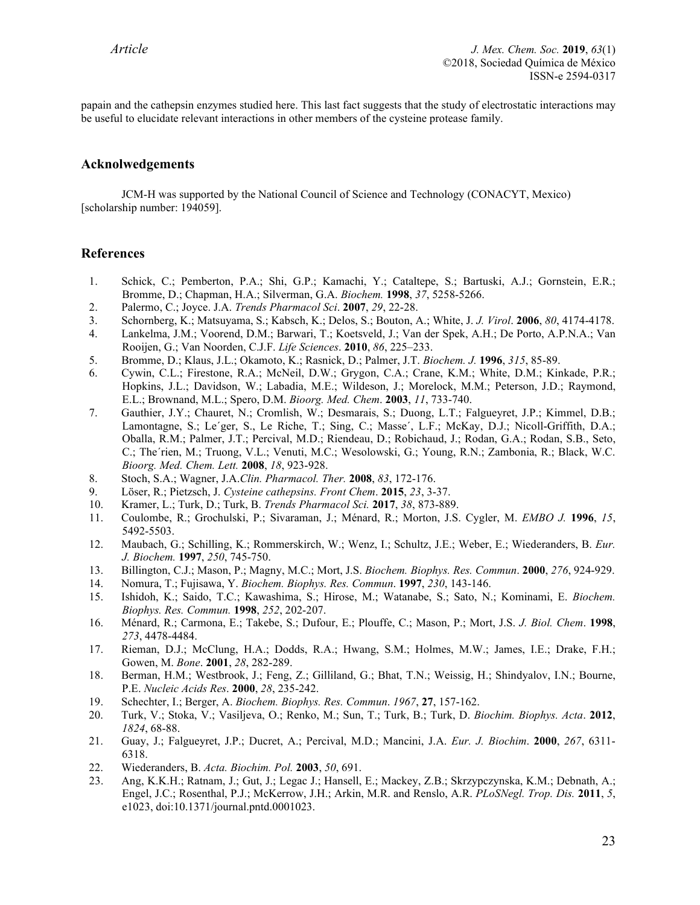papain and the cathepsin enzymes studied here. This last fact suggests that the study of electrostatic interactions may be useful to elucidate relevant interactions in other members of the cysteine protease family.

## Acknolwedgements

JCM-H was supported by the National Council of Science and Technology (CONACYT, Mexico) [scholarship number: 194059].

## References

1. Schick, C.; Pemberton, P.A.; Shi, G.P.; Kamachi, Y.; Cataltepe, S.; Bartuski, A.J.; Gornstein, E.R.; Bromme, D.; Chapman, H.A.; Silverman, G.A. *Biochem.* **1998**, *37*, 5258-5266.
2. Palermo, C.; Joyce. J.A. *Trends Pharmacol Sci*. **2007**, *29*, 22-28.
3. Schornberg, K.; Matsuyama, S.; Kabsch, K.; Delos, S.; Bouton, A.; White, J. *J. Virol*. **2006**, *80*, 4174-4178.
4. Lankelma, J.M.; Voorend, D.M.; Barwari, T.; Koetsveld, J.; Van der Spek, A.H.; De Porto, A.P.N.A.; Van Rooijen, G.; Van Noorden, C.J.F. *Life Sciences*. **2010**, *86*, 225–233.
5. Bromme, D.; Klaus, J.L.; Okamoto, K.; Rasnick, D.; Palmer, J.T. *Biochem. J.* **1996**, *315*, 85-89.
6. Cywin, C.L.; Firestone, R.A.; McNeil, D.W.; Grygon, C.A.; Crane, K.M.; White, D.M.; Kinkade, P.R.; Hopkins, J.L.; Davidson, W.; Labadia, M.E.; Wildeson, J.; Morelock, M.M.; Peterson, J.D.; Raymond, E.L.; Brownand, M.L.; Spero, D.M. *Bioorg. Med. Chem*. **2003**, *11*, 733-740.
7. Gauthier, J.Y.; Chauret, N.; Cromlish, W.; Desmarais, S.; Duong, L.T.; Falgueyret, J.P.; Kimmel, D.B.; Lamontagne, S.; Le´ger, S., Le Riche, T.; Sing, C.; Masse´, L.F.; McKay, D.J.; Nicoll-Griffith, D.A.; Oballa, R.M.; Palmer, J.T.; Percival, M.D.; Riendeau, D.; Robichaud, J.; Rodan, G.A.; Rodan, S.B., Seto, C.; The´rien, M.; Truong, V.L.; Venuti, M.C.; Wesolowski, G.; Young, R.N.; Zambonia, R.; Black, W.C. *Bioorg. Med. Chem. Lett.* **2008**, *18*, 923-928.
8. Stoch, S.A.; Wagner, J.A.*Clin. Pharmacol. Ther.* **2008**, *83*, 172-176.
9. Löser, R.; Pietzsch, J. *Cysteine cathepsins. Front Chem*. **2015**, *23*, 3-37.
10. Kramer, L.; Turk, D.; Turk, B. *Trends Pharmacol Sci.* **2017**, *38*, 873-889.
11. Coulombe, R.; Grochulski, P.; Sivaraman, J.; Ménard, R.; Morton, J.S. Cygler, M. *EMBO J.* **1996**, *15*, 5492-5503.
12. Maubach, G.; Schilling, K.; Rommerskirch, W.; Wenz, I.; Schultz, J.E.; Weber, E.; Wiederanders, B. *Eur. J. Biochem.* **1997**, *250*, 745-750.
13. Billington, C.J.; Mason, P.; Magny, M.C.; Mort, J.S. *Biochem. Biophys. Res. Commun*. **2000**, *276*, 924-929.
14. Nomura, T.; Fujisawa, Y. *Biochem. Biophys. Res. Commun*. **1997**, *230*, 143-146.
15. Ishidoh, K.; Saido, T.C.; Kawashima, S.; Hirose, M.; Watanabe, S.; Sato, N.; Kominami, E. *Biochem. Biophys. Res. Commun.* **1998**, *252*, 202-207.
16. Ménard, R.; Carmona, E.; Takebe, S.; Dufour, E.; Plouffe, C.; Mason, P.; Mort, J.S. *J. Biol. Chem*. **1998**, *273*, 4478-4484.
17. Rieman, D.J.; McClung, H.A.; Dodds, R.A.; Hwang, S.M.; Holmes, M.W.; James, I.E.; Drake, F.H.; Gowen, M. *Bone*. **2001**, *28*, 282-289.
18. Berman, H.M.; Westbrook, J.; Feng, Z.; Gilliland, G.; Bhat, T.N.; Weissig, H.; Shindyalov, I.N.; Bourne, P.E. *Nucleic Acids Res*. **2000**, *28*, 235-242.
19. Schechter, I.; Berger, A. *Biochem. Biophys. Res. Commun*. *1967*, **27**, 157-162.
20. Turk, V.; Stoka, V.; Vasiljeva, O.; Renko, M.; Sun, T.; Turk, B.; Turk, D. *Biochim. Biophys. Acta*. **2012**, *1824*, 68-88.
21. Guay, J.; Falgueyret, J.P.; Ducret, A.; Percival, M.D.; Mancini, J.A. *Eur. J. Biochim*. **2000**, *267*, 6311-6318.
22. Wiederanders, B. *Acta. Biochim. Pol.* **2003**, *50*, 691.
23. Ang, K.K.H.; Ratnam, J.; Gut, J.; Legac J.; Hansell, E.; Mackey, Z.B.; Skrzypczynska, K.M.; Debnath, A.; Engel, J.C.; Rosenthal, P.J.; McKerrow, J.H.; Arkin, M.R. and Renslo, A.R. *PLoSNegl. Trop. Dis.* **2011**, *5*, e1023, doi:10.1371/journal.pntd.0001023.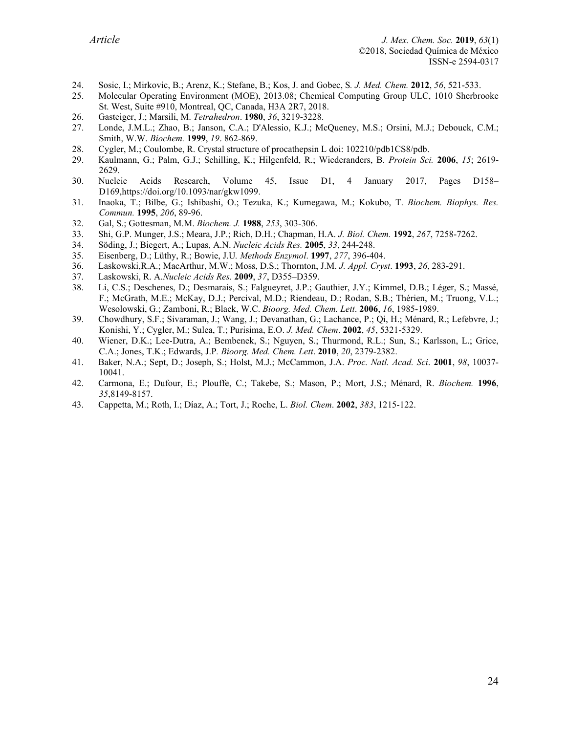24. Sosic, I.; Mirkovic, B.; Arenz, K.; Stefane, B.; Kos, J. and Gobec, S. *J. Med. Chem.* **2012**, *56*, 521-533.
25. Molecular Operating Environment (MOE), 2013.08; Chemical Computing Group ULC, 1010 Sherbrooke St. West, Suite #910, Montreal, QC, Canada, H3A 2R7, 2018.
26. Gasteiger, J.; Marsili, M. *Tetrahedron*. **1980**, *36*, 3219-3228.
27. Londe, J.M.L.; Zhao, B.; Janson, C.A.; D'Alessio, K.J.; McQueney, M.S.; Orsini, M.J.; Debouck, C.M.; Smith, W.W. *Biochem.* **1999**, *19*. 862-869.
28. Cygler, M.; Coulombe, R. Crystal structure of procathepsin L doi: 102210/pdb1CS8/pdb.
29. Kaulmann, G.; Palm, G.J.; Schilling, K.; Hilgenfeld, R.; Wiederanders, B. *Protein Sci.* **2006**, *15*; 2619-2629.
30. Nucleic Acids Research, Volume 45, Issue D1, 4 January 2017, Pages D158–D169,https://doi.org/10.1093/nar/gkw1099.
31. Inaoka, T.; Bilbe, G.; Ishibashi, O.; Tezuka, K.; Kumegawa, M.; Kokubo, T. *Biochem. Biophys. Res. Commun.* **1995**, *206*, 89-96.
32. Gal, S.; Gottesman, M.M. *Biochem. J.* **1988**, *253*, 303-306.
33. Shi, G.P. Munger, J.S.; Meara, J.P.; Rich, D.H.; Chapman, H.A. *J. Biol. Chem.* **1992**, *267*, 7258-7262.
34. Söding, J.; Biegert, A.; Lupas, A.N. *Nucleic Acids Res.* **2005**, *33*, 244-248.
35. Eisenberg, D.; Lüthy, R.; Bowie, J.U. *Methods Enzymol*. **1997**, *277*, 396-404.
36. Laskowski,R.A.; MacArthur, M.W.; Moss, D.S.; Thornton, J.M. *J. Appl. Cryst*. **1993**, *26*, 283-291.
37. Laskowski, R. A.*Nucleic Acids Res.* **2009**, *37*, D355–D359.
38. Li, C.S.; Deschenes, D.; Desmarais, S.; Falgueyret, J.P.; Gauthier, J.Y.; Kimmel, D.B.; Léger, S.; Massé, F.; McGrath, M.E.; McKay, D.J.; Percival, M.D.; Riendeau, D.; Rodan, S.B.; Thérien, M.; Truong, V.L.; Wesolowski, G.; Zamboni, R.; Black, W.C. *Bioorg. Med. Chem. Lett*. **2006**, *16*, 1985-1989.
39. Chowdhury, S.F.; Sivaraman, J.; Wang, J.; Devanathan, G.; Lachance, P.; Qi, H.; Ménard, R.; Lefebvre, J.; Konishi, Y.; Cygler, M.; Sulea, T.; Purisima, E.O. *J. Med. Chem*. **2002**, *45*, 5321-5329.
40. Wiener, D.K.; Lee-Dutra, A.; Bembenek, S.; Nguyen, S.; Thurmond, R.L.; Sun, S.; Karlsson, L.; Grice, C.A.; Jones, T.K.; Edwards, J.P. *Bioorg. Med. Chem. Lett*. **2010**, *20*, 2379-2382.
41. Baker, N.A.; Sept, D.; Joseph, S.; Holst, M.J.; McCammon, J.A. *Proc. Natl. Acad. Sci*. **2001**, *98*, 10037-10041.
42. Carmona, E.; Dufour, E.; Plouffe, C.; Takebe, S.; Mason, P.; Mort, J.S.; Ménard, R. *Biochem.* **1996**, *35*,8149-8157.
43. Cappetta, M.; Roth, I.; Díaz, A.; Tort, J.; Roche, L. *Biol. Chem*. **2002**, *383*, 1215-122.